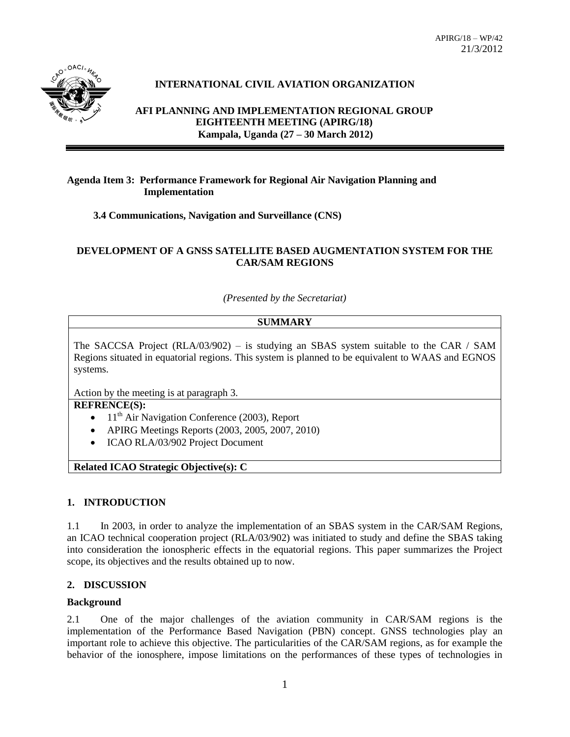APIRG/18 – WP/42
21/3/2012

**INTERNATIONAL CIVIL AVIATION ORGANIZATION**

**AFI PLANNING AND IMPLEMENTATION REGIONAL GROUP EIGHTEENTH MEETING (APIRG/18) Kampala, Uganda (27 – 30 March 2012)**

---

**Agenda Item 3: Performance Framework for Regional Air Navigation Planning and Implementation**

**3.4 Communications, Navigation and Surveillance (CNS)**

**DEVELOPMENT OF A GNSS SATELLITE BASED AUGMENTATION SYSTEM FOR THE CAR/SAM REGIONS**

*(Presented by the Secretariat)*

| **SUMMARY** |
|---|
| The SACCSA Project (RLA/03/902) – is studying an SBAS system suitable to the CAR / SAM Regions situated in equatorial regions. This system is planned to be equivalent to WAAS and EGNOS systems.<br><br>Action by the meeting is at paragraph 3. |
| **REFRENCE(S):**<br>• 11th Air Navigation Conference (2003), Report<br>• APIRG Meetings Reports (2003, 2005, 2007, 2010)<br>• ICAO RLA/03/902 Project Document |
| **Related ICAO Strategic Objective(s): C** |

## 1. INTRODUCTION

1.1 In 2003, in order to analyze the implementation of an SBAS system in the CAR/SAM Regions, an ICAO technical cooperation project (RLA/03/902) was initiated to study and define the SBAS taking into consideration the ionospheric effects in the equatorial regions. This paper summarizes the Project scope, its objectives and the results obtained up to now.

## 2. DISCUSSION

### Background

2.1 One of the major challenges of the aviation community in CAR/SAM regions is the implementation of the Performance Based Navigation (PBN) concept. GNSS technologies play an important role to achieve this objective. The particularities of the CAR/SAM regions, as for example the behavior of the ionosphere, impose limitations on the performances of these types of technologies in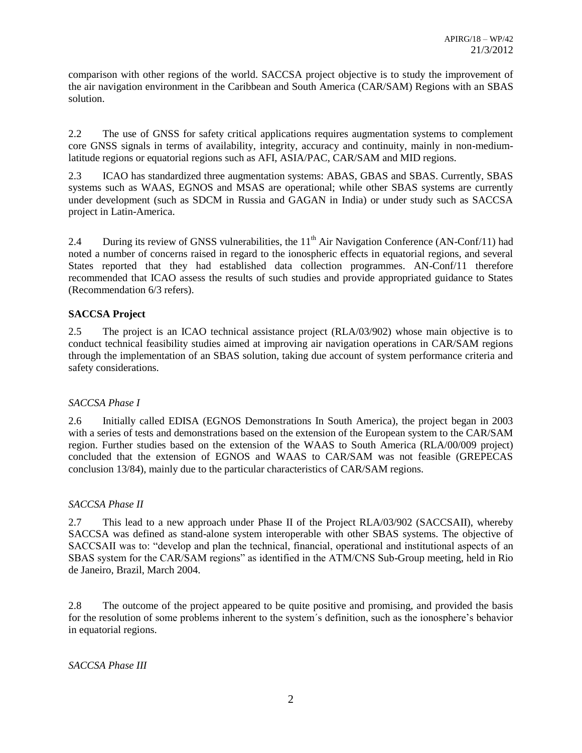comparison with other regions of the world. SACCSA project objective is to study the improvement of the air navigation environment in the Caribbean and South America (CAR/SAM) Regions with an SBAS solution.

2.2 The use of GNSS for safety critical applications requires augmentation systems to complement core GNSS signals in terms of availability, integrity, accuracy and continuity, mainly in non-medium-latitude regions or equatorial regions such as AFI, ASIA/PAC, CAR/SAM and MID regions.

2.3 ICAO has standardized three augmentation systems: ABAS, GBAS and SBAS. Currently, SBAS systems such as WAAS, EGNOS and MSAS are operational; while other SBAS systems are currently under development (such as SDCM in Russia and GAGAN in India) or under study such as SACCSA project in Latin-America.

2.4 During its review of GNSS vulnerabilities, the 11th Air Navigation Conference (AN-Conf/11) had noted a number of concerns raised in regard to the ionospheric effects in equatorial regions, and several States reported that they had established data collection programmes. AN-Conf/11 therefore recommended that ICAO assess the results of such studies and provide appropriated guidance to States (Recommendation 6/3 refers).

**SACCSA Project**

2.5 The project is an ICAO technical assistance project (RLA/03/902) whose main objective is to conduct technical feasibility studies aimed at improving air navigation operations in CAR/SAM regions through the implementation of an SBAS solution, taking due account of system performance criteria and safety considerations.

*SACCSA Phase I*

2.6 Initially called EDISA (EGNOS Demonstrations In South America), the project began in 2003 with a series of tests and demonstrations based on the extension of the European system to the CAR/SAM region. Further studies based on the extension of the WAAS to South America (RLA/00/009 project) concluded that the extension of EGNOS and WAAS to CAR/SAM was not feasible (GREPECAS conclusion 13/84), mainly due to the particular characteristics of CAR/SAM regions.

*SACCSA Phase II*

2.7 This lead to a new approach under Phase II of the Project RLA/03/902 (SACCSAII), whereby SACCSA was defined as stand-alone system interoperable with other SBAS systems. The objective of SACCSAII was to: "develop and plan the technical, financial, operational and institutional aspects of an SBAS system for the CAR/SAM regions" as identified in the ATM/CNS Sub-Group meeting, held in Rio de Janeiro, Brazil, March 2004.

2.8 The outcome of the project appeared to be quite positive and promising, and provided the basis for the resolution of some problems inherent to the system´s definition, such as the ionosphere's behavior in equatorial regions.

*SACCSA Phase III*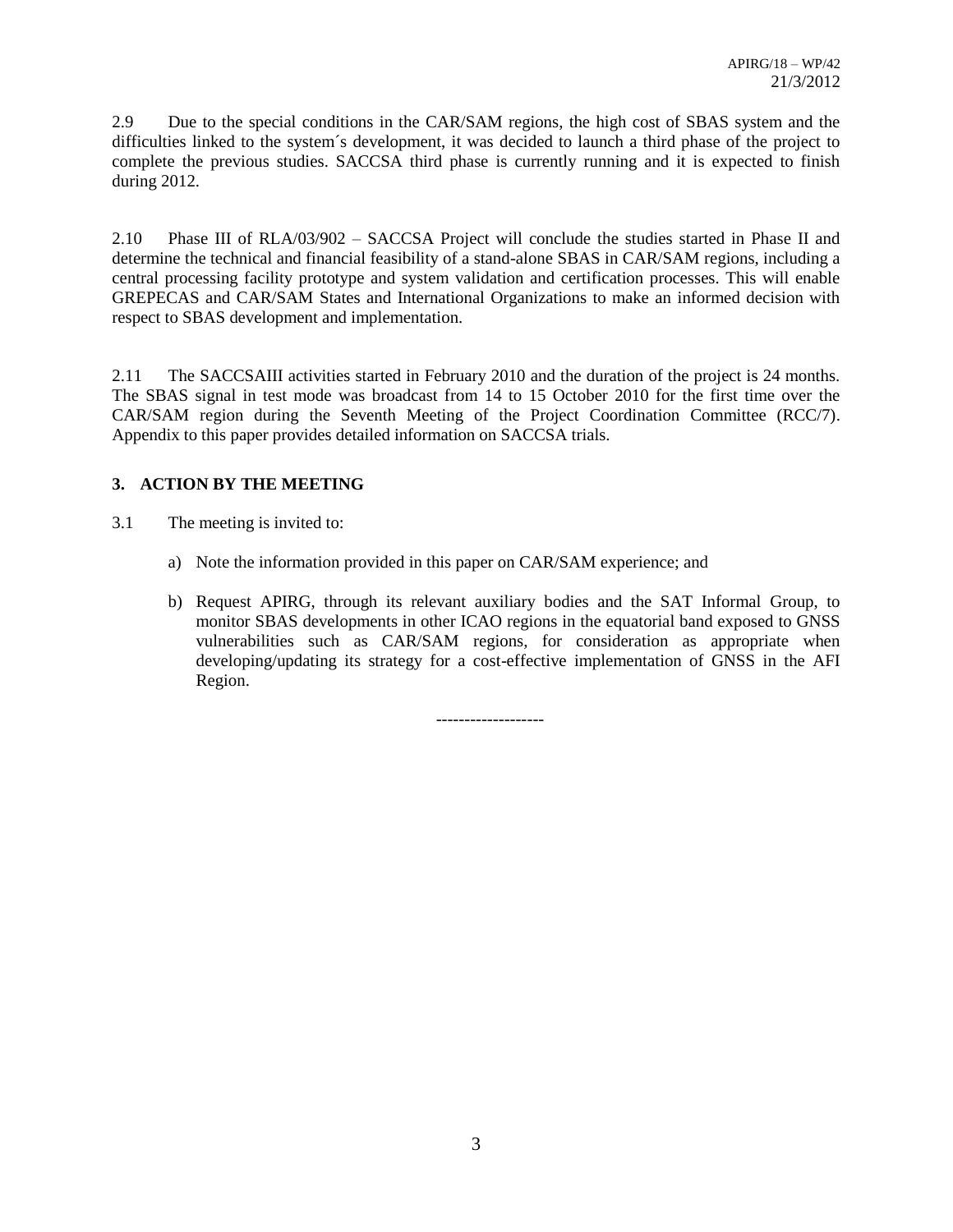2.9 Due to the special conditions in the CAR/SAM regions, the high cost of SBAS system and the difficulties linked to the system´s development, it was decided to launch a third phase of the project to complete the previous studies. SACCSA third phase is currently running and it is expected to finish during 2012.

2.10 Phase III of RLA/03/902 – SACCSA Project will conclude the studies started in Phase II and determine the technical and financial feasibility of a stand-alone SBAS in CAR/SAM regions, including a central processing facility prototype and system validation and certification processes. This will enable GREPECAS and CAR/SAM States and International Organizations to make an informed decision with respect to SBAS development and implementation.

2.11 The SACCSAIII activities started in February 2010 and the duration of the project is 24 months. The SBAS signal in test mode was broadcast from 14 to 15 October 2010 for the first time over the CAR/SAM region during the Seventh Meeting of the Project Coordination Committee (RCC/7). Appendix to this paper provides detailed information on SACCSA trials.

## 3. ACTION BY THE MEETING

3.1 The meeting is invited to:

a) Note the information provided in this paper on CAR/SAM experience; and

b) Request APIRG, through its relevant auxiliary bodies and the SAT Informal Group, to monitor SBAS developments in other ICAO regions in the equatorial band exposed to GNSS vulnerabilities such as CAR/SAM regions, for consideration as appropriate when developing/updating its strategy for a cost-effective implementation of GNSS in the AFI Region.

-------------------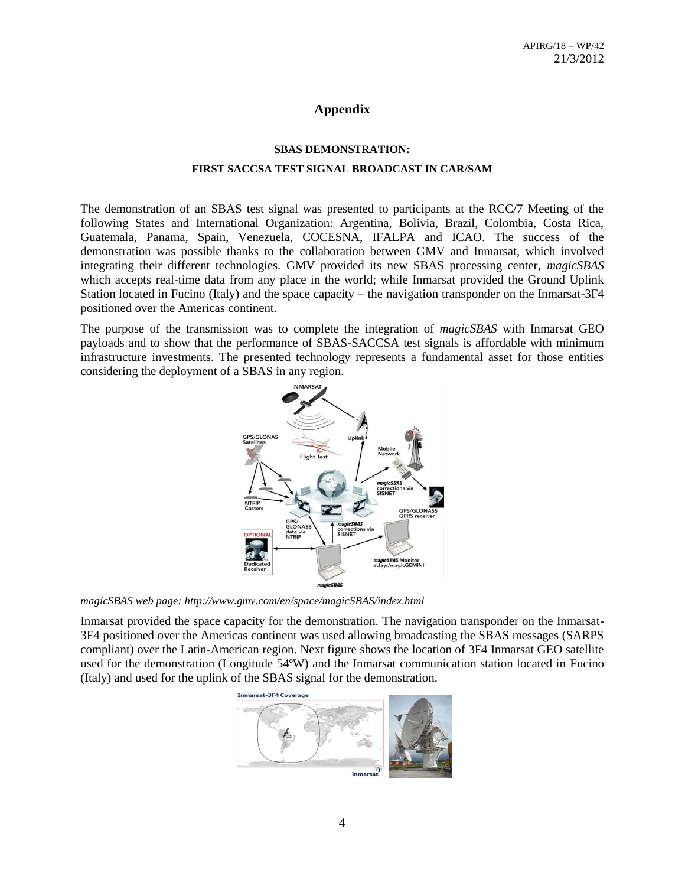# Appendix

### SBAS DEMONSTRATION:

### FIRST SACCSA TEST SIGNAL BROADCAST IN CAR/SAM

The demonstration of an SBAS test signal was presented to participants at the RCC/7 Meeting of the following States and International Organization: Argentina, Bolivia, Brazil, Colombia, Costa Rica, Guatemala, Panama, Spain, Venezuela, COCESNA, IFALPA and ICAO. The success of the demonstration was possible thanks to the collaboration between GMV and Inmarsat, which involved integrating their different technologies. GMV provided its new SBAS processing center, *magicSBAS* which accepts real-time data from any place in the world; while Inmarsat provided the Ground Uplink Station located in Fucino (Italy) and the space capacity – the navigation transponder on the Inmarsat-3F4 positioned over the Americas continent.

The purpose of the transmission was to complete the integration of *magicSBAS* with Inmarsat GEO payloads and to show that the performance of SBAS-SACCSA test signals is affordable with minimum infrastructure investments. The presented technology represents a fundamental asset for those entities considering the deployment of a SBAS in any region.

*magicSBAS web page: http://www.gmv.com/en/space/magicSBAS/index.html*

Inmarsat provided the space capacity for the demonstration. The navigation transponder on the Inmarsat-3F4 positioned over the Americas continent was used allowing broadcasting the SBAS messages (SARPS compliant) over the Latin-American region. Next figure shows the location of 3F4 Inmarsat GEO satellite used for the demonstration (Longitude 54ºW) and the Inmarsat communication station located in Fucino (Italy) and used for the uplink of the SBAS signal for the demonstration.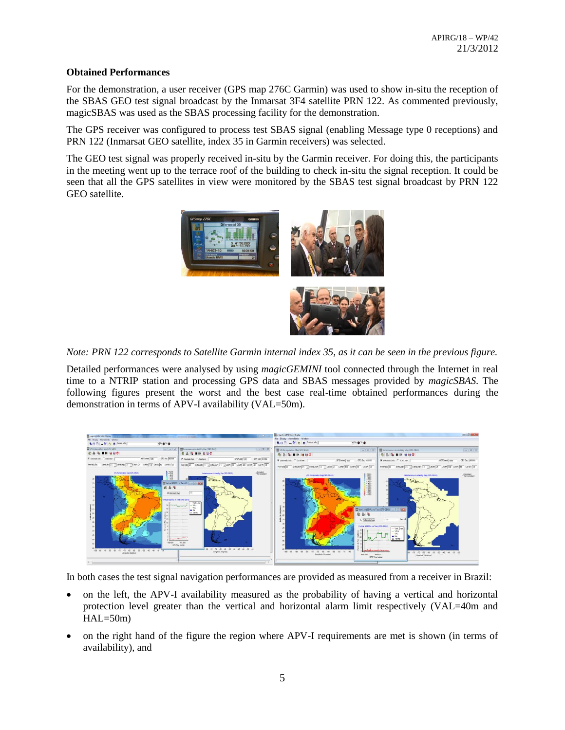**Obtained Performances**

For the demonstration, a user receiver (GPS map 276C Garmin) was used to show in-situ the reception of the SBAS GEO test signal broadcast by the Inmarsat 3F4 satellite PRN 122. As commented previously, magicSBAS was used as the SBAS processing facility for the demonstration.

The GPS receiver was configured to process test SBAS signal (enabling Message type 0 receptions) and PRN 122 (Inmarsat GEO satellite, index 35 in Garmin receivers) was selected.

The GEO test signal was properly received in-situ by the Garmin receiver. For doing this, the participants in the meeting went up to the terrace roof of the building to check in-situ the signal reception. It could be seen that all the GPS satellites in view were monitored by the SBAS test signal broadcast by PRN 122 GEO satellite.

*Note: PRN 122 corresponds to Satellite Garmin internal index 35, as it can be seen in the previous figure.*

Detailed performances were analysed by using *magicGEMINI* tool connected through the Internet in real time to a NTRIP station and processing GPS data and SBAS messages provided by *magicSBAS.* The following figures present the worst and the best case real-time obtained performances during the demonstration in terms of APV-I availability (VAL=50m).

In both cases the test signal navigation performances are provided as measured from a receiver in Brazil:

- on the left, the APV-I availability measured as the probability of having a vertical and horizontal protection level greater than the vertical and horizontal alarm limit respectively (VAL=40m and HAL=50m)
- on the right hand of the figure the region where APV-I requirements are met is shown (in terms of availability), and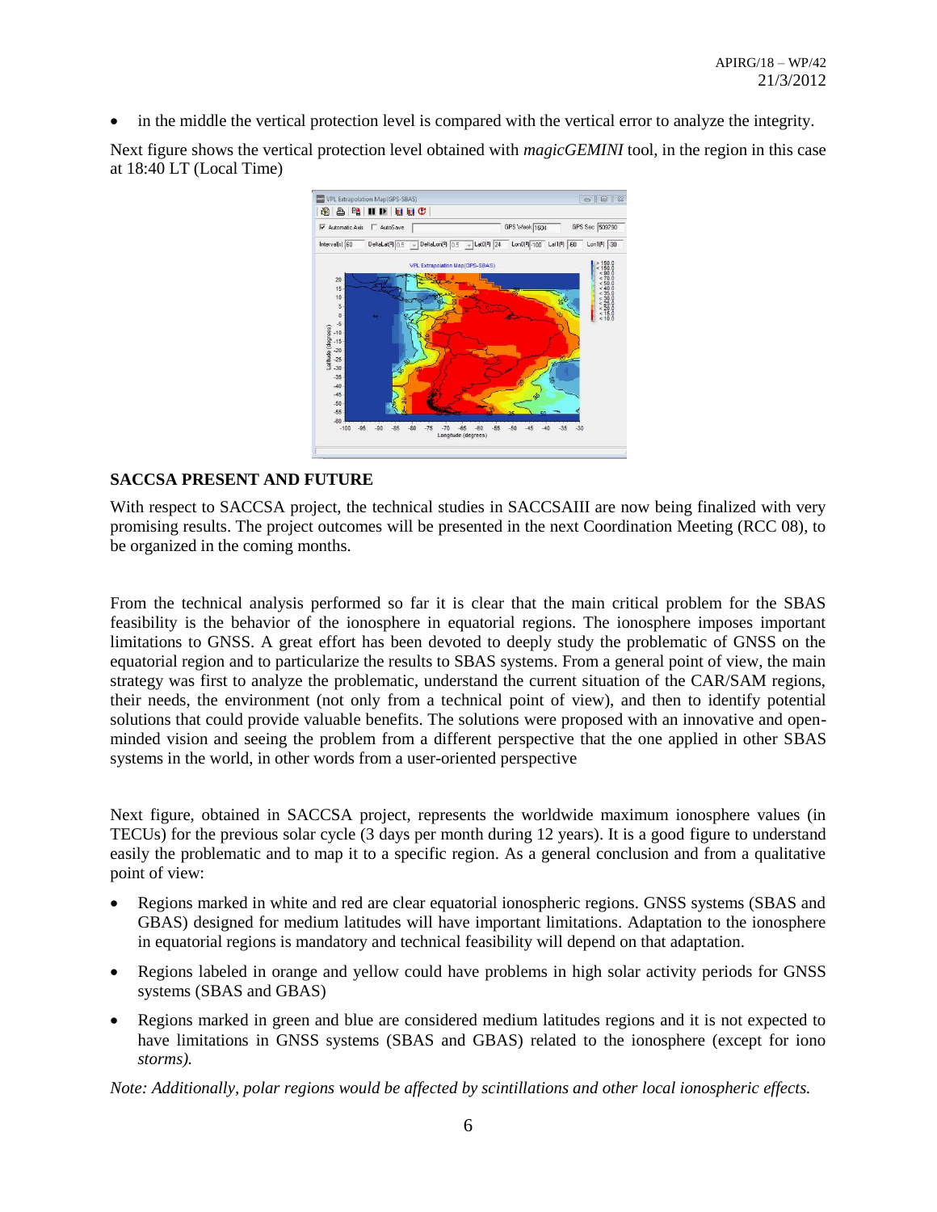- in the middle the vertical protection level is compared with the vertical error to analyze the integrity.

Next figure shows the vertical protection level obtained with *magicGEMINI* tool, in the region in this case at 18:40 LT (Local Time)

**SACCSA PRESENT AND FUTURE**

With respect to SACCSA project, the technical studies in SACCSAIII are now being finalized with very promising results. The project outcomes will be presented in the next Coordination Meeting (RCC 08), to be organized in the coming months.

From the technical analysis performed so far it is clear that the main critical problem for the SBAS feasibility is the behavior of the ionosphere in equatorial regions. The ionosphere imposes important limitations to GNSS. A great effort has been devoted to deeply study the problematic of GNSS on the equatorial region and to particularize the results to SBAS systems. From a general point of view, the main strategy was first to analyze the problematic, understand the current situation of the CAR/SAM regions, their needs, the environment (not only from a technical point of view), and then to identify potential solutions that could provide valuable benefits. The solutions were proposed with an innovative and open-minded vision and seeing the problem from a different perspective that the one applied in other SBAS systems in the world, in other words from a user-oriented perspective

Next figure, obtained in SACCSA project, represents the worldwide maximum ionosphere values (in TECUs) for the previous solar cycle (3 days per month during 12 years). It is a good figure to understand easily the problematic and to map it to a specific region. As a general conclusion and from a qualitative point of view:

- Regions marked in white and red are clear equatorial ionospheric regions. GNSS systems (SBAS and GBAS) designed for medium latitudes will have important limitations. Adaptation to the ionosphere in equatorial regions is mandatory and technical feasibility will depend on that adaptation.
- Regions labeled in orange and yellow could have problems in high solar activity periods for GNSS systems (SBAS and GBAS)
- Regions marked in green and blue are considered medium latitudes regions and it is not expected to have limitations in GNSS systems (SBAS and GBAS) related to the ionosphere (except for iono *storms).*

*Note: Additionally, polar regions would be affected by scintillations and other local ionospheric effects.*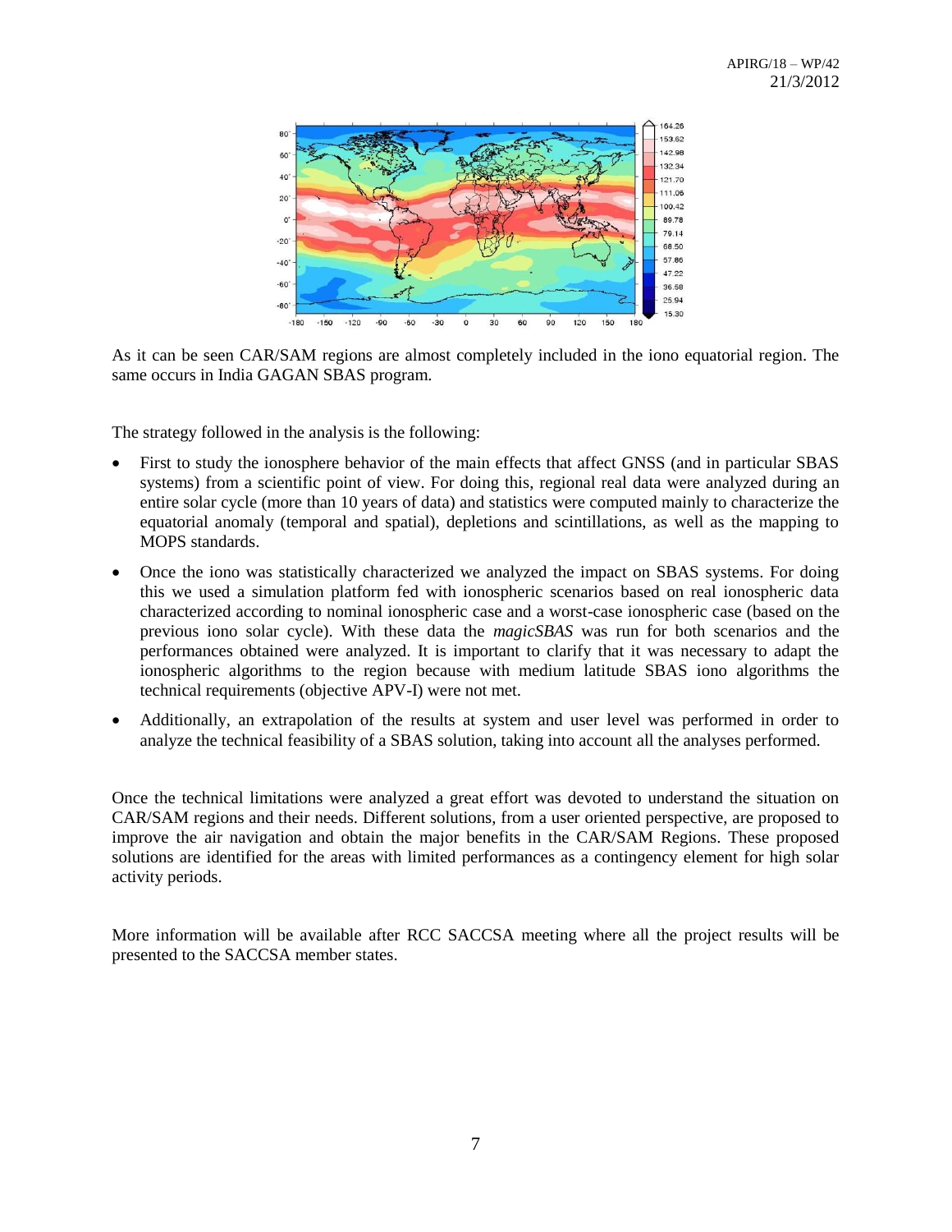As it can be seen CAR/SAM regions are almost completely included in the iono equatorial region. The same occurs in India GAGAN SBAS program.

The strategy followed in the analysis is the following:

- First to study the ionosphere behavior of the main effects that affect GNSS (and in particular SBAS systems) from a scientific point of view. For doing this, regional real data were analyzed during an entire solar cycle (more than 10 years of data) and statistics were computed mainly to characterize the equatorial anomaly (temporal and spatial), depletions and scintillations, as well as the mapping to MOPS standards.
- Once the iono was statistically characterized we analyzed the impact on SBAS systems. For doing this we used a simulation platform fed with ionospheric scenarios based on real ionospheric data characterized according to nominal ionospheric case and a worst-case ionospheric case (based on the previous iono solar cycle). With these data the *magicSBAS* was run for both scenarios and the performances obtained were analyzed. It is important to clarify that it was necessary to adapt the ionospheric algorithms to the region because with medium latitude SBAS iono algorithms the technical requirements (objective APV-I) were not met.
- Additionally, an extrapolation of the results at system and user level was performed in order to analyze the technical feasibility of a SBAS solution, taking into account all the analyses performed.

Once the technical limitations were analyzed a great effort was devoted to understand the situation on CAR/SAM regions and their needs. Different solutions, from a user oriented perspective, are proposed to improve the air navigation and obtain the major benefits in the CAR/SAM Regions. These proposed solutions are identified for the areas with limited performances as a contingency element for high solar activity periods.

More information will be available after RCC SACCSA meeting where all the project results will be presented to the SACCSA member states.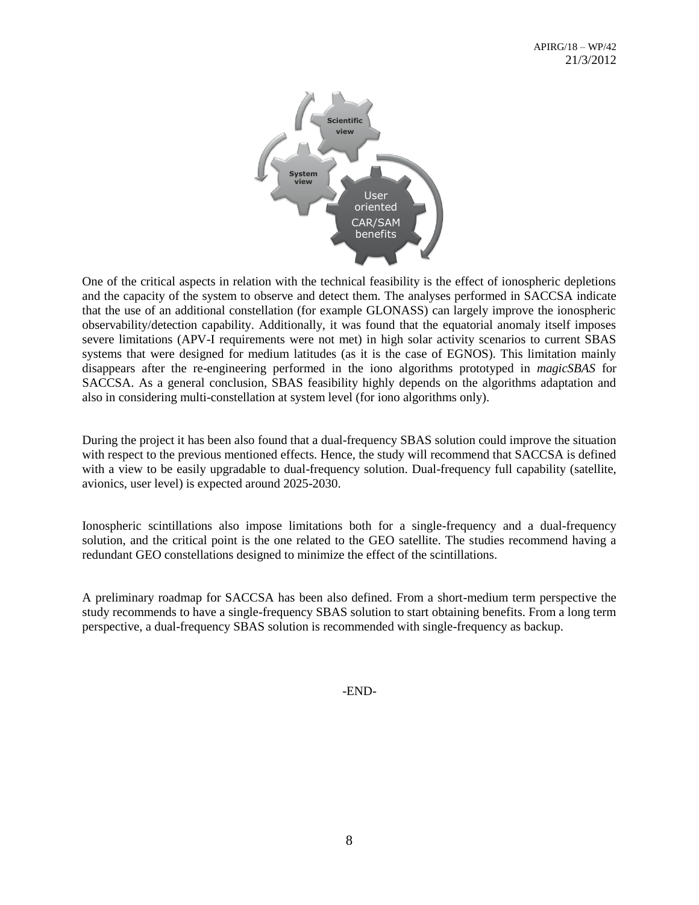Scientific view

System view

User oriented CAR/SAM benefits

One of the critical aspects in relation with the technical feasibility is the effect of ionospheric depletions and the capacity of the system to observe and detect them. The analyses performed in SACCSA indicate that the use of an additional constellation (for example GLONASS) can largely improve the ionospheric observability/detection capability. Additionally, it was found that the equatorial anomaly itself imposes severe limitations (APV-I requirements were not met) in high solar activity scenarios to current SBAS systems that were designed for medium latitudes (as it is the case of EGNOS). This limitation mainly disappears after the re-engineering performed in the iono algorithms prototyped in *magicSBAS* for SACCSA. As a general conclusion, SBAS feasibility highly depends on the algorithms adaptation and also in considering multi-constellation at system level (for iono algorithms only).

During the project it has been also found that a dual-frequency SBAS solution could improve the situation with respect to the previous mentioned effects. Hence, the study will recommend that SACCSA is defined with a view to be easily upgradable to dual-frequency solution. Dual-frequency full capability (satellite, avionics, user level) is expected around 2025-2030.

Ionospheric scintillations also impose limitations both for a single-frequency and a dual-frequency solution, and the critical point is the one related to the GEO satellite. The studies recommend having a redundant GEO constellations designed to minimize the effect of the scintillations.

A preliminary roadmap for SACCSA has been also defined. From a short-medium term perspective the study recommends to have a single-frequency SBAS solution to start obtaining benefits. From a long term perspective, a dual-frequency SBAS solution is recommended with single-frequency as backup.

-END-